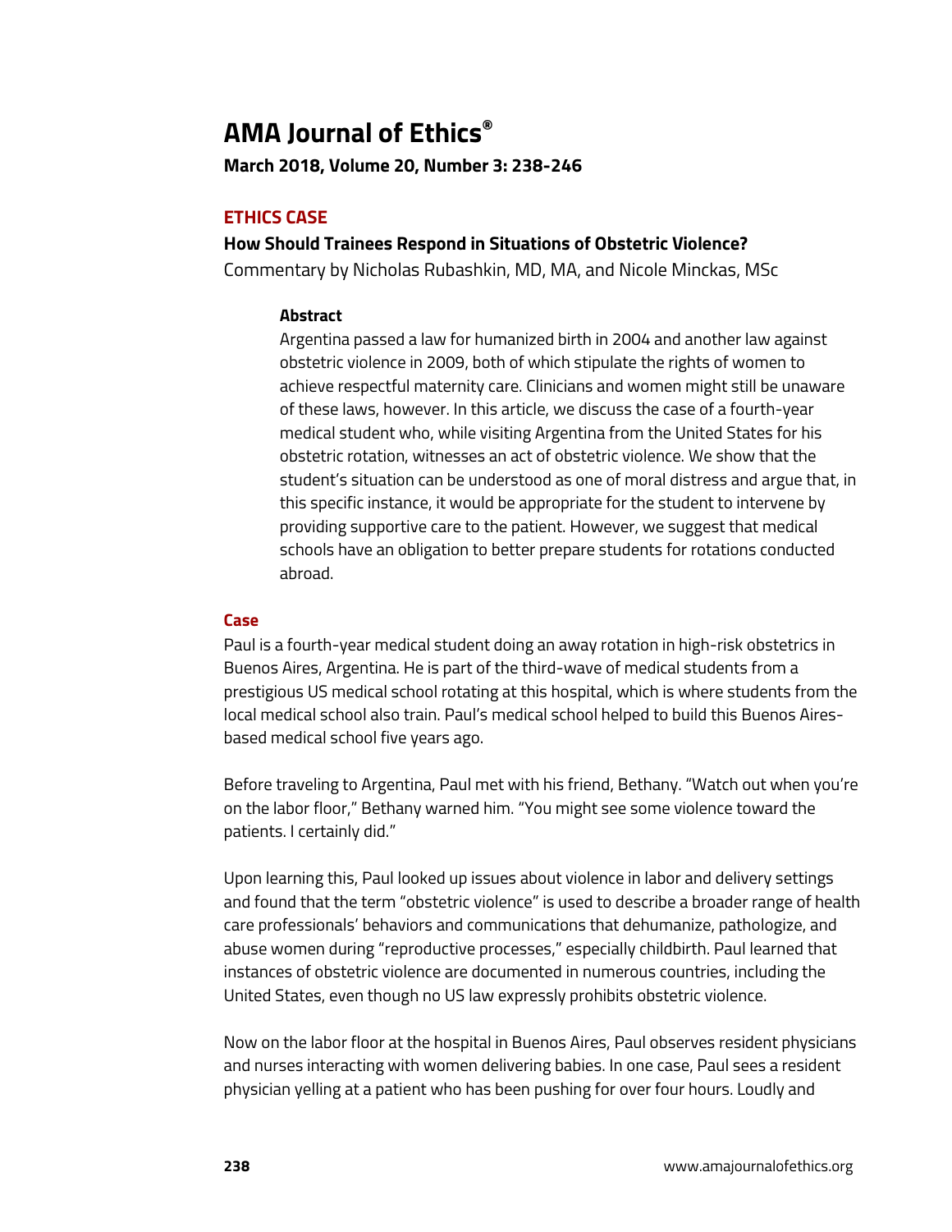# AMA Journal of Ethics®

**March 2018, Volume 20, Number 3: 238-246**

## ETHICS CASE

### How Should Trainees Respond in Situations of Obstetric Violence?

Commentary by Nicholas Rubashkin, MD, MA, and Nicole Minckas, MSc

**Abstract**

Argentina passed a law for humanized birth in 2004 and another law against obstetric violence in 2009, both of which stipulate the rights of women to achieve respectful maternity care. Clinicians and women might still be unaware of these laws, however. In this article, we discuss the case of a fourth-year medical student who, while visiting Argentina from the United States for his obstetric rotation, witnesses an act of obstetric violence. We show that the student's situation can be understood as one of moral distress and argue that, in this specific instance, it would be appropriate for the student to intervene by providing supportive care to the patient. However, we suggest that medical schools have an obligation to better prepare students for rotations conducted abroad.

### Case

Paul is a fourth-year medical student doing an away rotation in high-risk obstetrics in Buenos Aires, Argentina. He is part of the third-wave of medical students from a prestigious US medical school rotating at this hospital, which is where students from the local medical school also train. Paul's medical school helped to build this Buenos Aires-based medical school five years ago.

Before traveling to Argentina, Paul met with his friend, Bethany. "Watch out when you're on the labor floor," Bethany warned him. "You might see some violence toward the patients. I certainly did."

Upon learning this, Paul looked up issues about violence in labor and delivery settings and found that the term "obstetric violence" is used to describe a broader range of health care professionals' behaviors and communications that dehumanize, pathologize, and abuse women during "reproductive processes," especially childbirth. Paul learned that instances of obstetric violence are documented in numerous countries, including the United States, even though no US law expressly prohibits obstetric violence.

Now on the labor floor at the hospital in Buenos Aires, Paul observes resident physicians and nurses interacting with women delivering babies. In one case, Paul sees a resident physician yelling at a patient who has been pushing for over four hours. Loudly and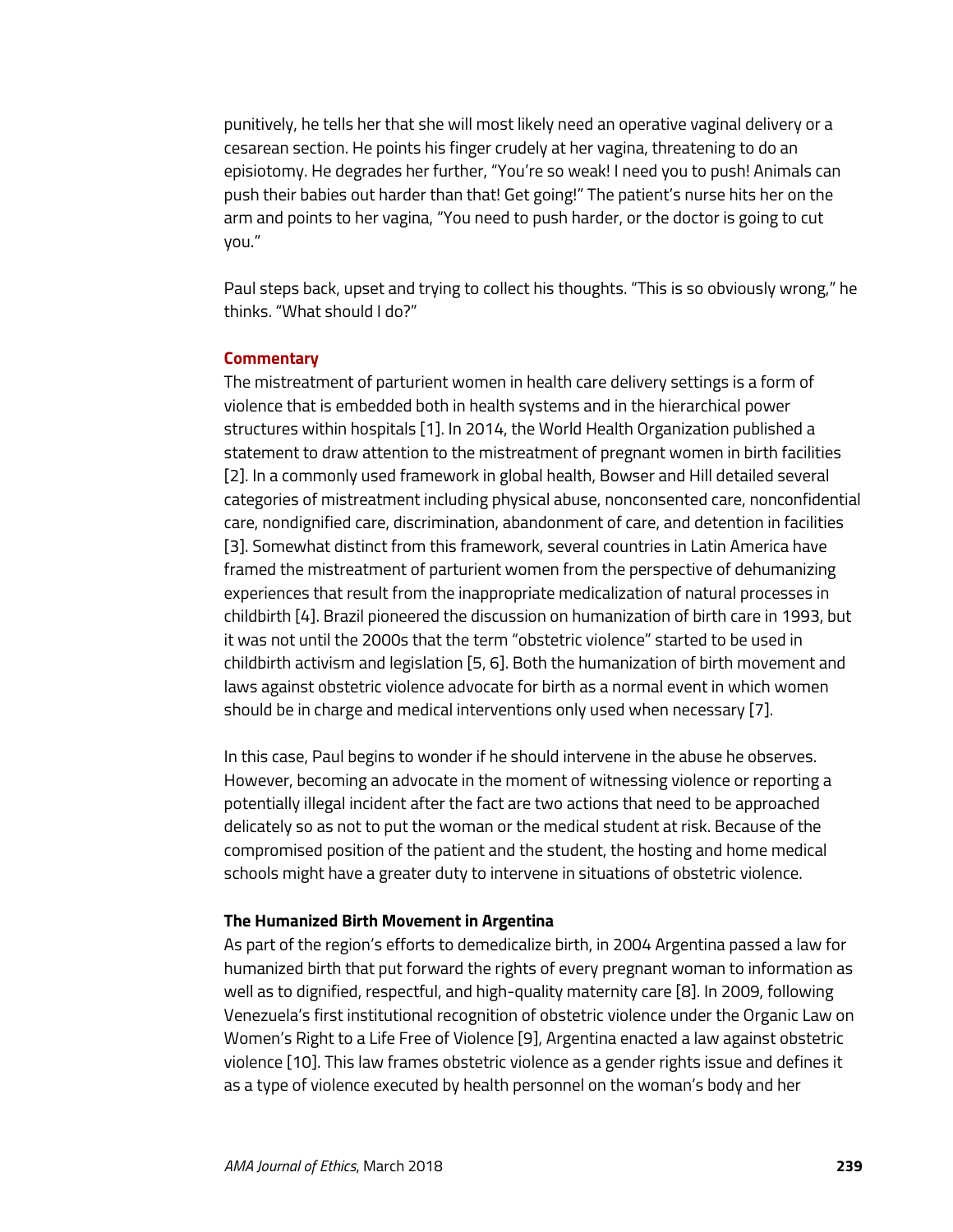punitively, he tells her that she will most likely need an operative vaginal delivery or a cesarean section. He points his finger crudely at her vagina, threatening to do an episiotomy. He degrades her further, "You're so weak! I need you to push! Animals can push their babies out harder than that! Get going!" The patient's nurse hits her on the arm and points to her vagina, "You need to push harder, or the doctor is going to cut you."

Paul steps back, upset and trying to collect his thoughts. "This is so obviously wrong," he thinks. "What should I do?"

## Commentary

The mistreatment of parturient women in health care delivery settings is a form of violence that is embedded both in health systems and in the hierarchical power structures within hospitals [1]. In 2014, the World Health Organization published a statement to draw attention to the mistreatment of pregnant women in birth facilities [2]. In a commonly used framework in global health, Bowser and Hill detailed several categories of mistreatment including physical abuse, nonconsented care, nonconfidential care, nondignified care, discrimination, abandonment of care, and detention in facilities [3]. Somewhat distinct from this framework, several countries in Latin America have framed the mistreatment of parturient women from the perspective of dehumanizing experiences that result from the inappropriate medicalization of natural processes in childbirth [4]. Brazil pioneered the discussion on humanization of birth care in 1993, but it was not until the 2000s that the term "obstetric violence" started to be used in childbirth activism and legislation [5, 6]. Both the humanization of birth movement and laws against obstetric violence advocate for birth as a normal event in which women should be in charge and medical interventions only used when necessary [7].

In this case, Paul begins to wonder if he should intervene in the abuse he observes. However, becoming an advocate in the moment of witnessing violence or reporting a potentially illegal incident after the fact are two actions that need to be approached delicately so as not to put the woman or the medical student at risk. Because of the compromised position of the patient and the student, the hosting and home medical schools might have a greater duty to intervene in situations of obstetric violence.

### The Humanized Birth Movement in Argentina

As part of the region's efforts to demedicalize birth, in 2004 Argentina passed a law for humanized birth that put forward the rights of every pregnant woman to information as well as to dignified, respectful, and high-quality maternity care [8]. In 2009, following Venezuela's first institutional recognition of obstetric violence under the Organic Law on Women's Right to a Life Free of Violence [9], Argentina enacted a law against obstetric violence [10]. This law frames obstetric violence as a gender rights issue and defines it as a type of violence executed by health personnel on the woman's body and her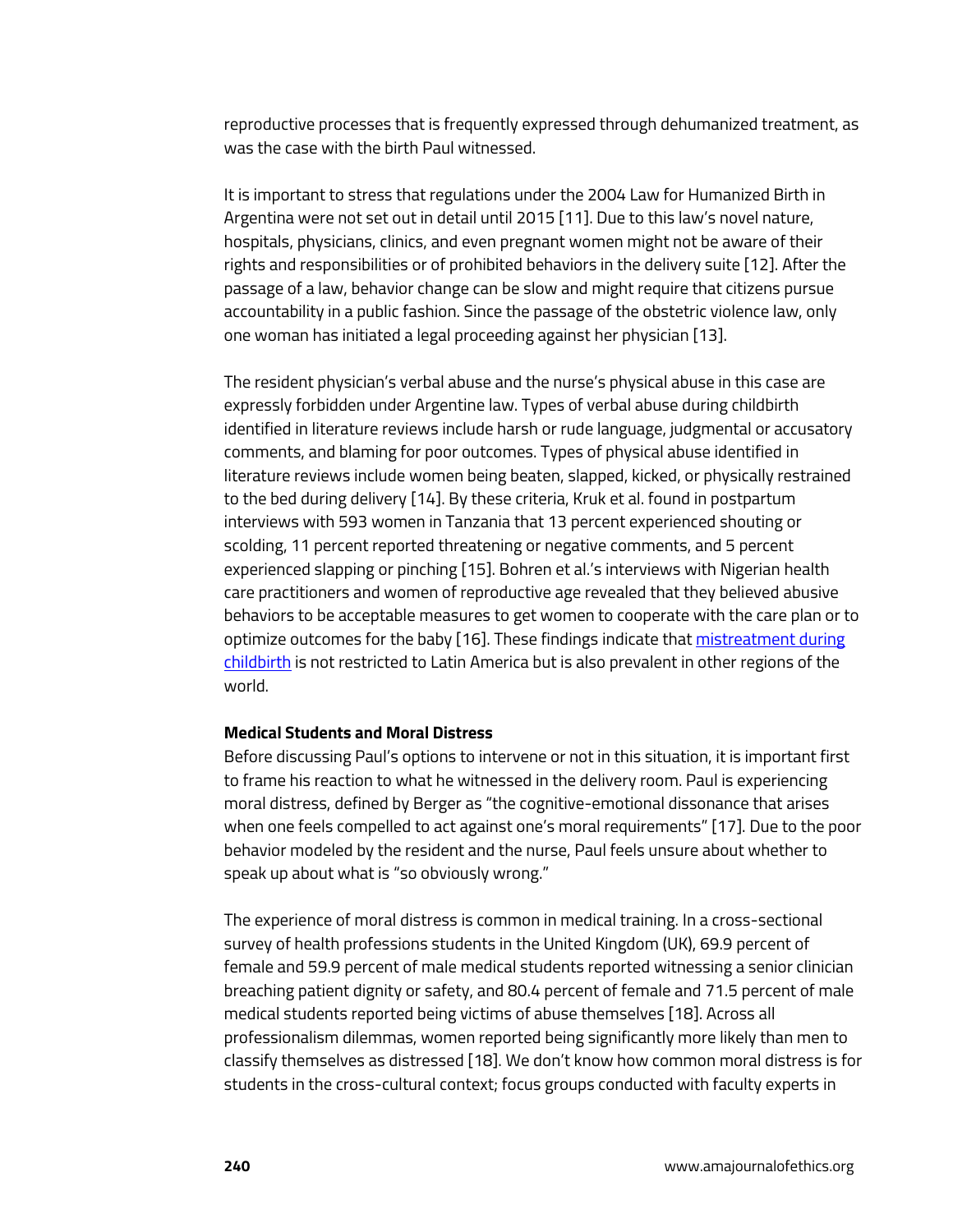reproductive processes that is frequently expressed through dehumanized treatment, as was the case with the birth Paul witnessed.

It is important to stress that regulations under the 2004 Law for Humanized Birth in Argentina were not set out in detail until 2015 [11]. Due to this law's novel nature, hospitals, physicians, clinics, and even pregnant women might not be aware of their rights and responsibilities or of prohibited behaviors in the delivery suite [12]. After the passage of a law, behavior change can be slow and might require that citizens pursue accountability in a public fashion. Since the passage of the obstetric violence law, only one woman has initiated a legal proceeding against her physician [13].

The resident physician's verbal abuse and the nurse's physical abuse in this case are expressly forbidden under Argentine law. Types of verbal abuse during childbirth identified in literature reviews include harsh or rude language, judgmental or accusatory comments, and blaming for poor outcomes. Types of physical abuse identified in literature reviews include women being beaten, slapped, kicked, or physically restrained to the bed during delivery [14]. By these criteria, Kruk et al. found in postpartum interviews with 593 women in Tanzania that 13 percent experienced shouting or scolding, 11 percent reported threatening or negative comments, and 5 percent experienced slapping or pinching [15]. Bohren et al.'s interviews with Nigerian health care practitioners and women of reproductive age revealed that they believed abusive behaviors to be acceptable measures to get women to cooperate with the care plan or to optimize outcomes for the baby [16]. These findings indicate that mistreatment during childbirth is not restricted to Latin America but is also prevalent in other regions of the world.

**Medical Students and Moral Distress**

Before discussing Paul's options to intervene or not in this situation, it is important first to frame his reaction to what he witnessed in the delivery room. Paul is experiencing moral distress, defined by Berger as "the cognitive-emotional dissonance that arises when one feels compelled to act against one's moral requirements" [17]. Due to the poor behavior modeled by the resident and the nurse, Paul feels unsure about whether to speak up about what is "so obviously wrong."

The experience of moral distress is common in medical training. In a cross-sectional survey of health professions students in the United Kingdom (UK), 69.9 percent of female and 59.9 percent of male medical students reported witnessing a senior clinician breaching patient dignity or safety, and 80.4 percent of female and 71.5 percent of male medical students reported being victims of abuse themselves [18]. Across all professionalism dilemmas, women reported being significantly more likely than men to classify themselves as distressed [18]. We don't know how common moral distress is for students in the cross-cultural context; focus groups conducted with faculty experts in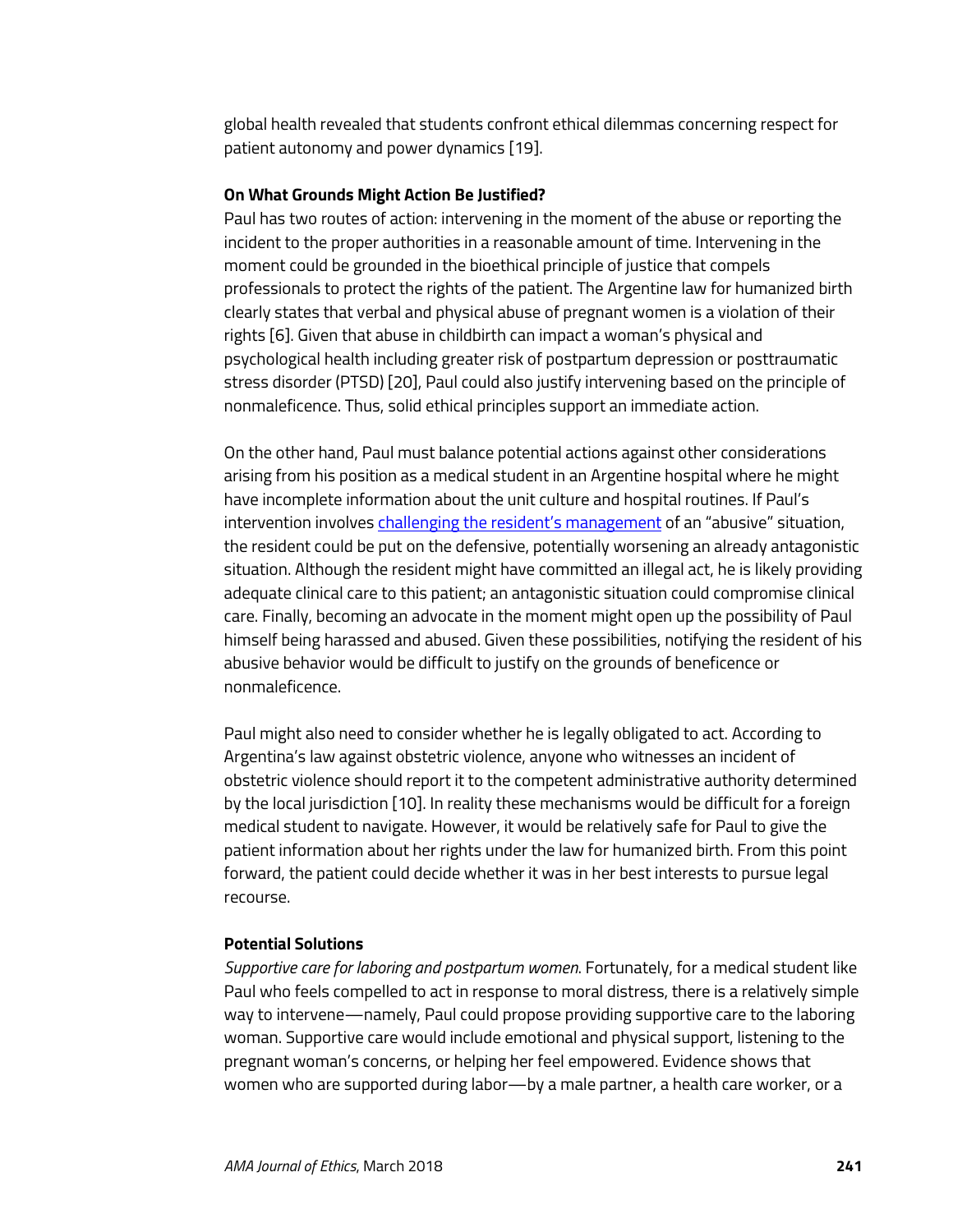global health revealed that students confront ethical dilemmas concerning respect for patient autonomy and power dynamics [19].

**On What Grounds Might Action Be Justified?**

Paul has two routes of action: intervening in the moment of the abuse or reporting the incident to the proper authorities in a reasonable amount of time. Intervening in the moment could be grounded in the bioethical principle of justice that compels professionals to protect the rights of the patient. The Argentine law for humanized birth clearly states that verbal and physical abuse of pregnant women is a violation of their rights [6]. Given that abuse in childbirth can impact a woman's physical and psychological health including greater risk of postpartum depression or posttraumatic stress disorder (PTSD) [20], Paul could also justify intervening based on the principle of nonmaleficence. Thus, solid ethical principles support an immediate action.

On the other hand, Paul must balance potential actions against other considerations arising from his position as a medical student in an Argentine hospital where he might have incomplete information about the unit culture and hospital routines. If Paul's intervention involves challenging the resident's management of an "abusive" situation, the resident could be put on the defensive, potentially worsening an already antagonistic situation. Although the resident might have committed an illegal act, he is likely providing adequate clinical care to this patient; an antagonistic situation could compromise clinical care. Finally, becoming an advocate in the moment might open up the possibility of Paul himself being harassed and abused. Given these possibilities, notifying the resident of his abusive behavior would be difficult to justify on the grounds of beneficence or nonmaleficence.

Paul might also need to consider whether he is legally obligated to act. According to Argentina's law against obstetric violence, anyone who witnesses an incident of obstetric violence should report it to the competent administrative authority determined by the local jurisdiction [10]. In reality these mechanisms would be difficult for a foreign medical student to navigate. However, it would be relatively safe for Paul to give the patient information about her rights under the law for humanized birth. From this point forward, the patient could decide whether it was in her best interests to pursue legal recourse.

**Potential Solutions**

*Supportive care for laboring and postpartum women*. Fortunately, for a medical student like Paul who feels compelled to act in response to moral distress, there is a relatively simple way to intervene—namely, Paul could propose providing supportive care to the laboring woman. Supportive care would include emotional and physical support, listening to the pregnant woman's concerns, or helping her feel empowered. Evidence shows that women who are supported during labor—by a male partner, a health care worker, or a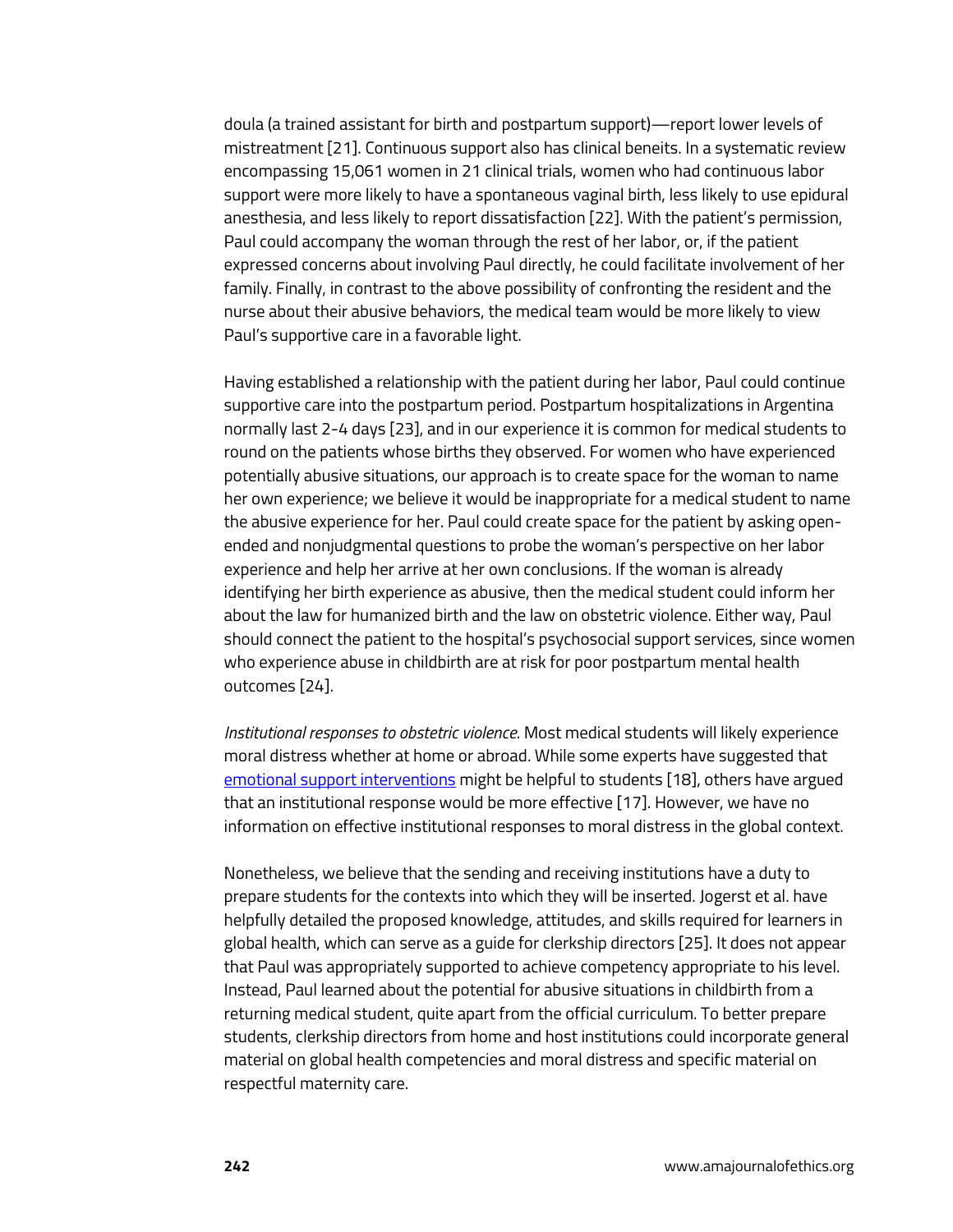doula (a trained assistant for birth and postpartum support)—report lower levels of mistreatment [21]. Continuous support also has clinical beneits. In a systematic review encompassing 15,061 women in 21 clinical trials, women who had continuous labor support were more likely to have a spontaneous vaginal birth, less likely to use epidural anesthesia, and less likely to report dissatisfaction [22]. With the patient's permission, Paul could accompany the woman through the rest of her labor, or, if the patient expressed concerns about involving Paul directly, he could facilitate involvement of her family. Finally, in contrast to the above possibility of confronting the resident and the nurse about their abusive behaviors, the medical team would be more likely to view Paul's supportive care in a favorable light.

Having established a relationship with the patient during her labor, Paul could continue supportive care into the postpartum period. Postpartum hospitalizations in Argentina normally last 2-4 days [23], and in our experience it is common for medical students to round on the patients whose births they observed. For women who have experienced potentially abusive situations, our approach is to create space for the woman to name her own experience; we believe it would be inappropriate for a medical student to name the abusive experience for her. Paul could create space for the patient by asking open-ended and nonjudgmental questions to probe the woman's perspective on her labor experience and help her arrive at her own conclusions. If the woman is already identifying her birth experience as abusive, then the medical student could inform her about the law for humanized birth and the law on obstetric violence. Either way, Paul should connect the patient to the hospital's psychosocial support services, since women who experience abuse in childbirth are at risk for poor postpartum mental health outcomes [24].

*Institutional responses to obstetric violence.* Most medical students will likely experience moral distress whether at home or abroad. While some experts have suggested that emotional support interventions might be helpful to students [18], others have argued that an institutional response would be more effective [17]. However, we have no information on effective institutional responses to moral distress in the global context.

Nonetheless, we believe that the sending and receiving institutions have a duty to prepare students for the contexts into which they will be inserted. Jogerst et al. have helpfully detailed the proposed knowledge, attitudes, and skills required for learners in global health, which can serve as a guide for clerkship directors [25]. It does not appear that Paul was appropriately supported to achieve competency appropriate to his level. Instead, Paul learned about the potential for abusive situations in childbirth from a returning medical student, quite apart from the official curriculum. To better prepare students, clerkship directors from home and host institutions could incorporate general material on global health competencies and moral distress and specific material on respectful maternity care.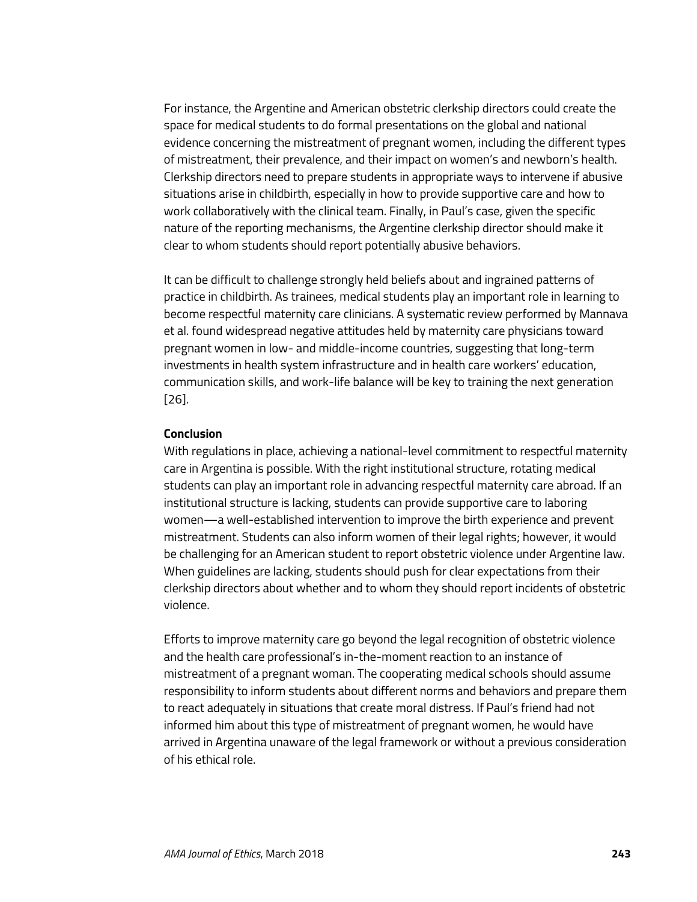For instance, the Argentine and American obstetric clerkship directors could create the space for medical students to do formal presentations on the global and national evidence concerning the mistreatment of pregnant women, including the different types of mistreatment, their prevalence, and their impact on women's and newborn's health. Clerkship directors need to prepare students in appropriate ways to intervene if abusive situations arise in childbirth, especially in how to provide supportive care and how to work collaboratively with the clinical team. Finally, in Paul's case, given the specific nature of the reporting mechanisms, the Argentine clerkship director should make it clear to whom students should report potentially abusive behaviors.

It can be difficult to challenge strongly held beliefs about and ingrained patterns of practice in childbirth. As trainees, medical students play an important role in learning to become respectful maternity care clinicians. A systematic review performed by Mannava et al. found widespread negative attitudes held by maternity care physicians toward pregnant women in low- and middle-income countries, suggesting that long-term investments in health system infrastructure and in health care workers' education, communication skills, and work-life balance will be key to training the next generation [26].

**Conclusion**

With regulations in place, achieving a national-level commitment to respectful maternity care in Argentina is possible. With the right institutional structure, rotating medical students can play an important role in advancing respectful maternity care abroad. If an institutional structure is lacking, students can provide supportive care to laboring women—a well-established intervention to improve the birth experience and prevent mistreatment. Students can also inform women of their legal rights; however, it would be challenging for an American student to report obstetric violence under Argentine law. When guidelines are lacking, students should push for clear expectations from their clerkship directors about whether and to whom they should report incidents of obstetric violence.

Efforts to improve maternity care go beyond the legal recognition of obstetric violence and the health care professional's in-the-moment reaction to an instance of mistreatment of a pregnant woman. The cooperating medical schools should assume responsibility to inform students about different norms and behaviors and prepare them to react adequately in situations that create moral distress. If Paul's friend had not informed him about this type of mistreatment of pregnant women, he would have arrived in Argentina unaware of the legal framework or without a previous consideration of his ethical role.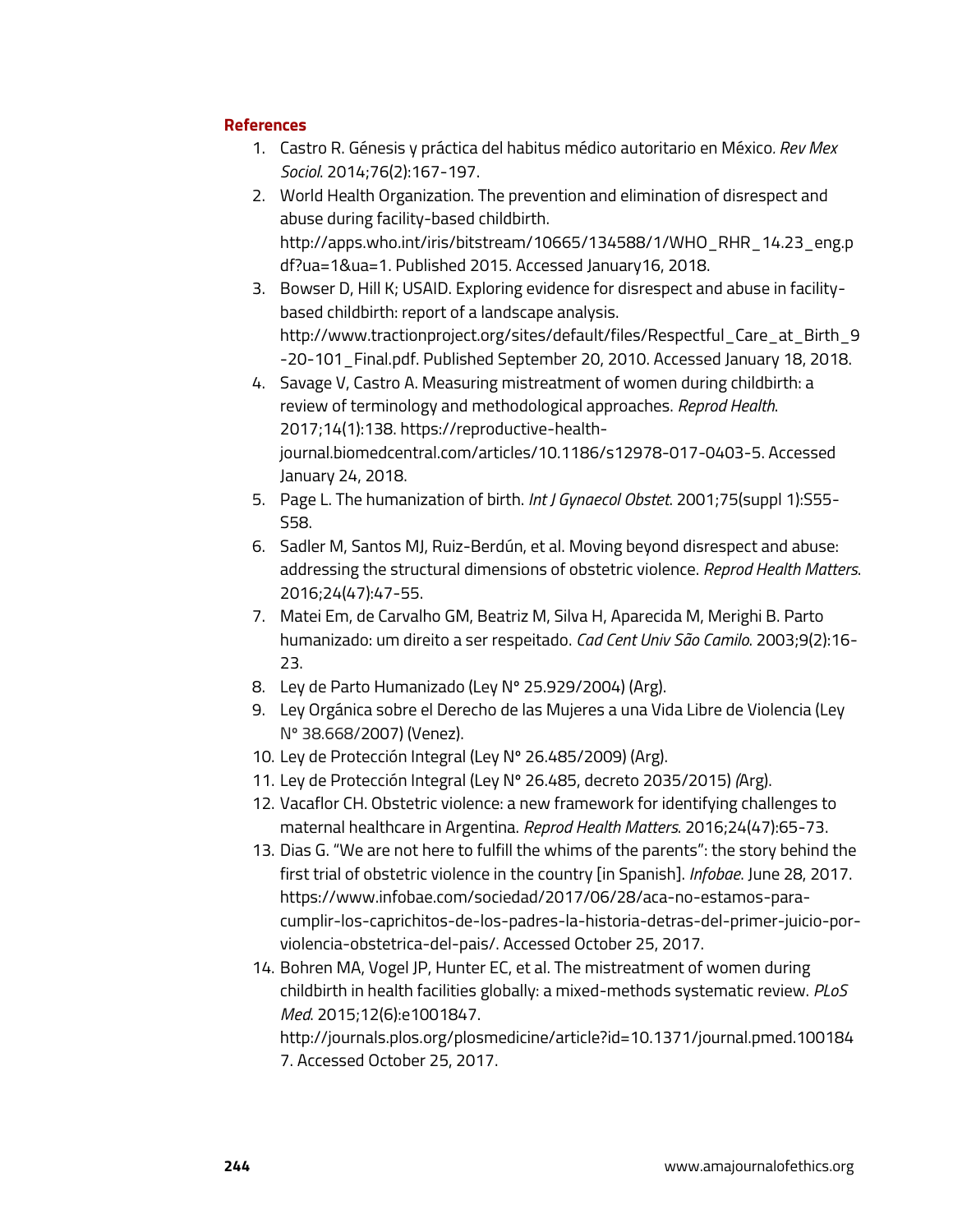## References

1. Castro R. Génesis y práctica del habitus médico autoritario en México. *Rev Mex Sociol*. 2014;76(2):167-197.
2. World Health Organization. The prevention and elimination of disrespect and abuse during facility-based childbirth. http://apps.who.int/iris/bitstream/10665/134588/1/WHO_RHR_14.23_eng.pdf?ua=1&ua=1. Published 2015. Accessed January16, 2018.
3. Bowser D, Hill K; USAID. Exploring evidence for disrespect and abuse in facility-based childbirth: report of a landscape analysis. http://www.tractionproject.org/sites/default/files/Respectful_Care_at_Birth_9-20-101_Final.pdf. Published September 20, 2010. Accessed January 18, 2018.
4. Savage V, Castro A. Measuring mistreatment of women during childbirth: a review of terminology and methodological approaches. *Reprod Health*. 2017;14(1):138. https://reproductive-health-journal.biomedcentral.com/articles/10.1186/s12978-017-0403-5. Accessed January 24, 2018.
5. Page L. The humanization of birth. *Int J Gynaecol Obstet*. 2001;75(suppl 1):S55-S58.
6. Sadler M, Santos MJ, Ruiz-Berdún, et al. Moving beyond disrespect and abuse: addressing the structural dimensions of obstetric violence. *Reprod Health Matters*. 2016;24(47):47-55.
7. Matei Em, de Carvalho GM, Beatriz M, Silva H, Aparecida M, Merighi B. Parto humanizado: um direito a ser respeitado. *Cad Cent Univ São Camilo*. 2003;9(2):16-23.
8. Ley de Parto Humanizado (Ley N° 25.929/2004) (Arg).
9. Ley Orgánica sobre el Derecho de las Mujeres a una Vida Libre de Violencia (Ley N° 38.668/2007) (Venez).
10. Ley de Protección Integral (Ley N° 26.485/2009) (Arg).
11. Ley de Protección Integral (Ley N° 26.485, decreto 2035/2015) *(*Arg).
12. Vacaflor CH. Obstetric violence: a new framework for identifying challenges to maternal healthcare in Argentina. *Reprod Health Matters*. 2016;24(47):65-73.
13. Dias G. "We are not here to fulfill the whims of the parents": the story behind the first trial of obstetric violence in the country [in Spanish]. *Infobae*. June 28, 2017. https://www.infobae.com/sociedad/2017/06/28/aca-no-estamos-para-cumplir-los-caprichitos-de-los-padres-la-historia-detras-del-primer-juicio-por-violencia-obstetrica-del-pais/. Accessed October 25, 2017.
14. Bohren MA, Vogel JP, Hunter EC, et al. The mistreatment of women during childbirth in health facilities globally: a mixed-methods systematic review. *PLoS Med*. 2015;12(6):e1001847. http://journals.plos.org/plosmedicine/article?id=10.1371/journal.pmed.1001847. Accessed October 25, 2017.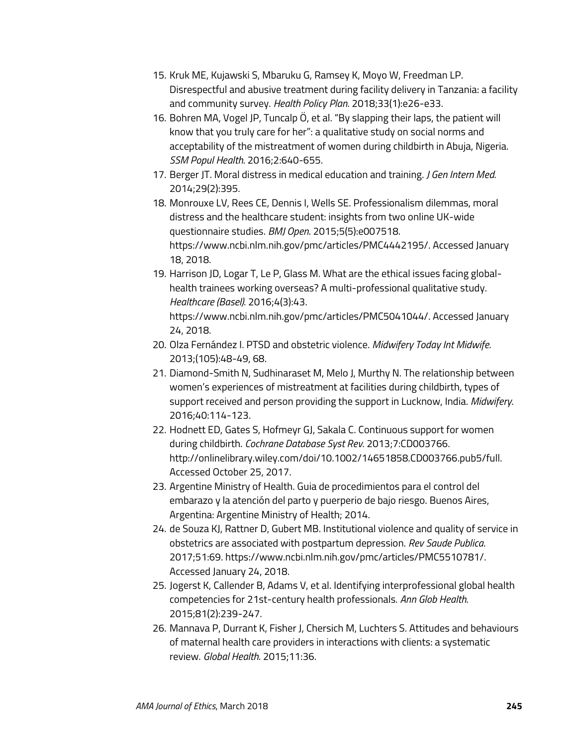15. Kruk ME, Kujawski S, Mbaruku G, Ramsey K, Moyo W, Freedman LP. Disrespectful and abusive treatment during facility delivery in Tanzania: a facility and community survey. *Health Policy Plan*. 2018;33(1):e26-e33.
16. Bohren MA, Vogel JP, Tuncalp Ö, et al. "By slapping their laps, the patient will know that you truly care for her": a qualitative study on social norms and acceptability of the mistreatment of women during childbirth in Abuja, Nigeria. *SSM Popul Health*. 2016;2:640-655.
17. Berger JT. Moral distress in medical education and training. *J Gen Intern Med*. 2014;29(2):395.
18. Monrouxe LV, Rees CE, Dennis I, Wells SE. Professionalism dilemmas, moral distress and the healthcare student: insights from two online UK-wide questionnaire studies. *BMJ Open*. 2015;5(5):e007518. https://www.ncbi.nlm.nih.gov/pmc/articles/PMC4442195/. Accessed January 18, 2018.
19. Harrison JD, Logar T, Le P, Glass M. What are the ethical issues facing global-health trainees working overseas? A multi-professional qualitative study. *Healthcare (Basel)*. 2016;4(3):43. https://www.ncbi.nlm.nih.gov/pmc/articles/PMC5041044/. Accessed January 24, 2018.
20. Olza Fernández I. PTSD and obstetric violence. *Midwifery Today Int Midwife*. 2013;(105):48-49, 68.
21. Diamond-Smith N, Sudhinaraset M, Melo J, Murthy N. The relationship between women's experiences of mistreatment at facilities during childbirth, types of support received and person providing the support in Lucknow, India. *Midwifery*. 2016;40:114-123.
22. Hodnett ED, Gates S, Hofmeyr GJ, Sakala C. Continuous support for women during childbirth. *Cochrane Database Syst Rev*. 2013;7:CD003766. http://onlinelibrary.wiley.com/doi/10.1002/14651858.CD003766.pub5/full. Accessed October 25, 2017.
23. Argentine Ministry of Health. Guia de procedimientos para el control del embarazo y la atención del parto y puerperio de bajo riesgo. Buenos Aires, Argentina: Argentine Ministry of Health; 2014.
24. de Souza KJ, Rattner D, Gubert MB. Institutional violence and quality of service in obstetrics are associated with postpartum depression. *Rev Saude Publica*. 2017;51:69. https://www.ncbi.nlm.nih.gov/pmc/articles/PMC5510781/. Accessed January 24, 2018.
25. Jogerst K, Callender B, Adams V, et al. Identifying interprofessional global health competencies for 21st-century health professionals. *Ann Glob Health*. 2015;81(2):239-247.
26. Mannava P, Durrant K, Fisher J, Chersich M, Luchters S. Attitudes and behaviours of maternal health care providers in interactions with clients: a systematic review. *Global Health*. 2015;11:36.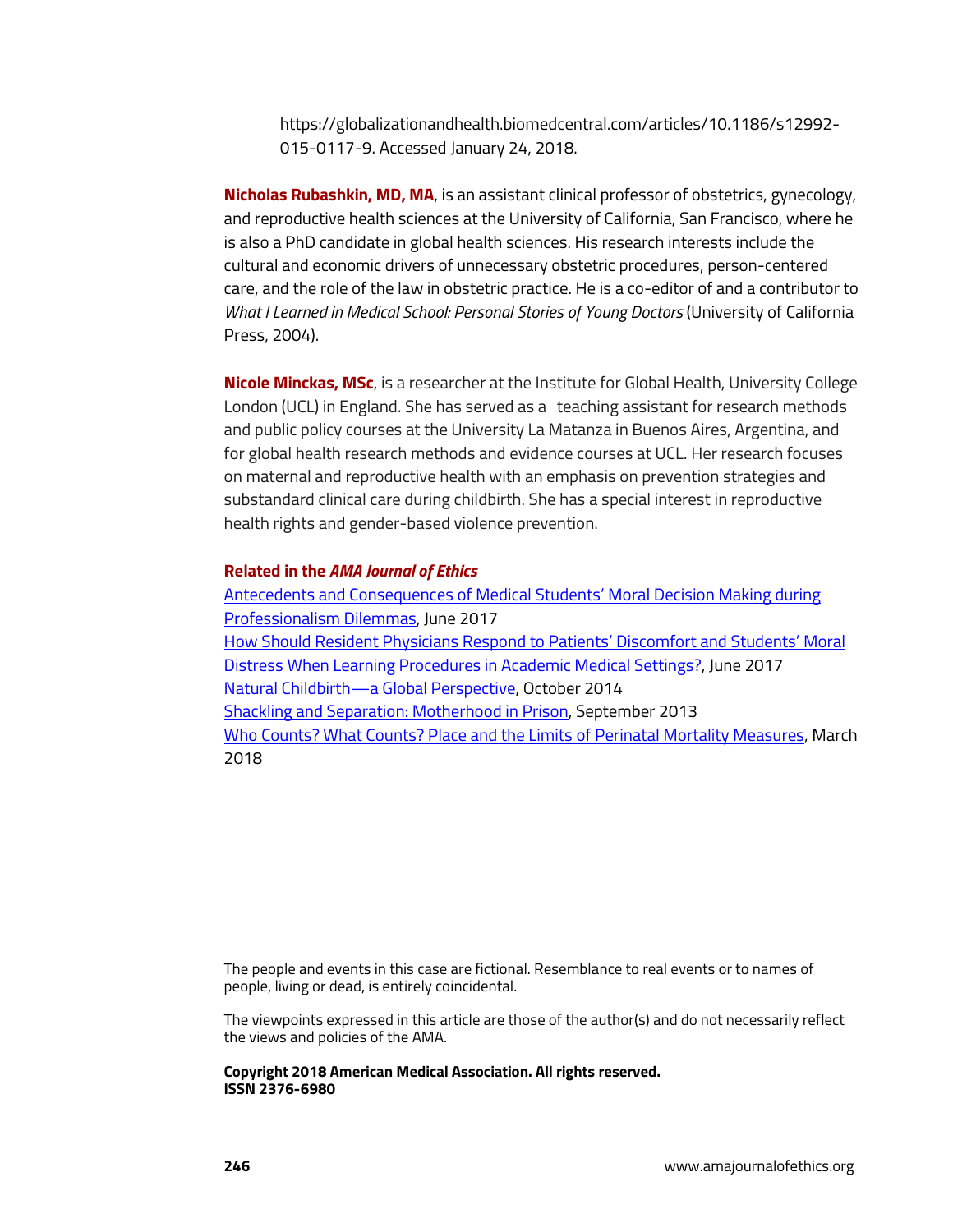https://globalizationandhealth.biomedcentral.com/articles/10.1186/s12992-015-0117-9. Accessed January 24, 2018.

**Nicholas Rubashkin, MD, MA**, is an assistant clinical professor of obstetrics, gynecology, and reproductive health sciences at the University of California, San Francisco, where he is also a PhD candidate in global health sciences. His research interests include the cultural and economic drivers of unnecessary obstetric procedures, person-centered care, and the role of the law in obstetric practice. He is a co-editor of and a contributor to *What I Learned in Medical School: Personal Stories of Young Doctors* (University of California Press, 2004).

**Nicole Minckas, MSc**, is a researcher at the Institute for Global Health, University College London (UCL) in England. She has served as a teaching assistant for research methods and public policy courses at the University La Matanza in Buenos Aires, Argentina, and for global health research methods and evidence courses at UCL. Her research focuses on maternal and reproductive health with an emphasis on prevention strategies and substandard clinical care during childbirth. She has a special interest in reproductive health rights and gender-based violence prevention.

#### Related in the *AMA Journal of Ethics*

Antecedents and Consequences of Medical Students' Moral Decision Making during Professionalism Dilemmas, June 2017
How Should Resident Physicians Respond to Patients' Discomfort and Students' Moral Distress When Learning Procedures in Academic Medical Settings?, June 2017
Natural Childbirth—a Global Perspective, October 2014
Shackling and Separation: Motherhood in Prison, September 2013
Who Counts? What Counts? Place and the Limits of Perinatal Mortality Measures, March 2018

The people and events in this case are fictional. Resemblance to real events or to names of people, living or dead, is entirely coincidental.

The viewpoints expressed in this article are those of the author(s) and do not necessarily reflect the views and policies of the AMA.

**Copyright 2018 American Medical Association. All rights reserved.**
**ISSN 2376-6980**